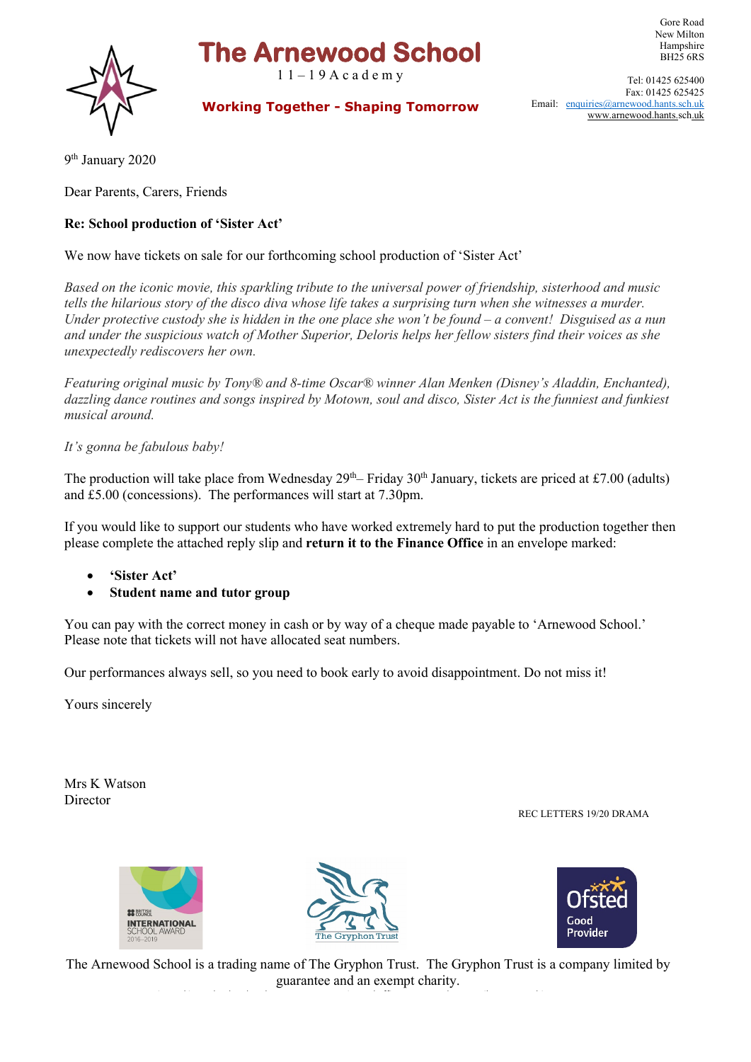# The Arnewood School

11 – 19 Academy

**Working Together - Shaping Tomorrow**

Gore Road
New Milton
Hampshire
BH25 6RS

Tel: 01425 625400
Fax: 01425 625425
Email: enquiries@arnewood.hants.sch.uk
www.arnewood.hants.sch.uk

9th January 2020

Dear Parents, Carers, Friends

**Re: School production of 'Sister Act'**

We now have tickets on sale for our forthcoming school production of 'Sister Act'

*Based on the iconic movie, this sparkling tribute to the universal power of friendship, sisterhood and music tells the hilarious story of the disco diva whose life takes a surprising turn when she witnesses a murder. Under protective custody she is hidden in the one place she won't be found – a convent! Disguised as a nun and under the suspicious watch of Mother Superior, Deloris helps her fellow sisters find their voices as she unexpectedly rediscovers her own.*

*Featuring original music by Tony® and 8-time Oscar® winner Alan Menken (Disney's Aladdin, Enchanted), dazzling dance routines and songs inspired by Motown, soul and disco, Sister Act is the funniest and funkiest musical around.*

*It's gonna be fabulous baby!*

The production will take place from Wednesday 29th– Friday 30th January, tickets are priced at £7.00 (adults) and £5.00 (concessions). The performances will start at 7.30pm.

If you would like to support our students who have worked extremely hard to put the production together then please complete the attached reply slip and **return it to the Finance Office** in an envelope marked:

- **'Sister Act'**
- **Student name and tutor group**

You can pay with the correct money in cash or by way of a cheque made payable to 'Arnewood School.' Please note that tickets will not have allocated seat numbers.

Our performances always sell, so you need to book early to avoid disappointment. Do not miss it!

Yours sincerely

Mrs K Watson
Director

REC LETTERS 19/20 DRAMA

The Arnewood School is a trading name of The Gryphon Trust. The Gryphon Trust is a company limited by guarantee and an exempt charity.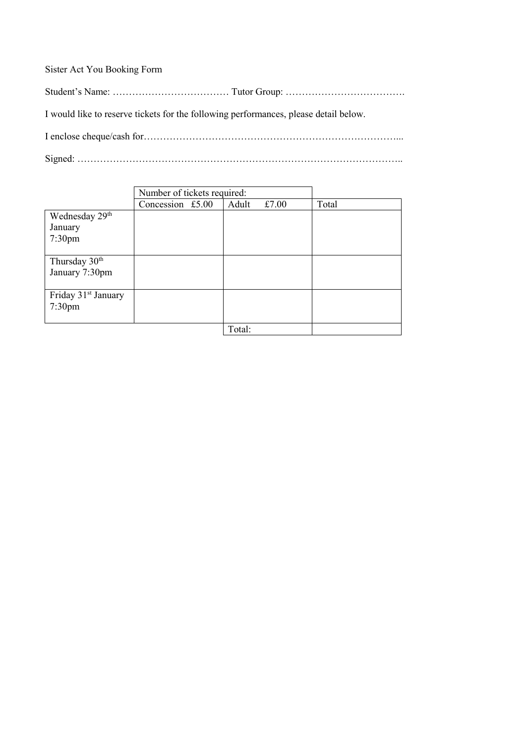Sister Act You Booking Form

Student's Name: ……………………………… Tutor Group: ……………………………….

I would like to reserve tickets for the following performances, please detail below.

I enclose cheque/cash for……………………………………………………………………...

Signed: ………………………………………………………………………………………..

| | Number of tickets required: | | |
|---|---|---|---|
| | Concession £5.00 | Adult £7.00 | Total |
| Wednesday 29th January 7:30pm | | | |
| Thursday 30th January 7:30pm | | | |
| Friday 31st January 7:30pm | | | |
| | | Total: | |